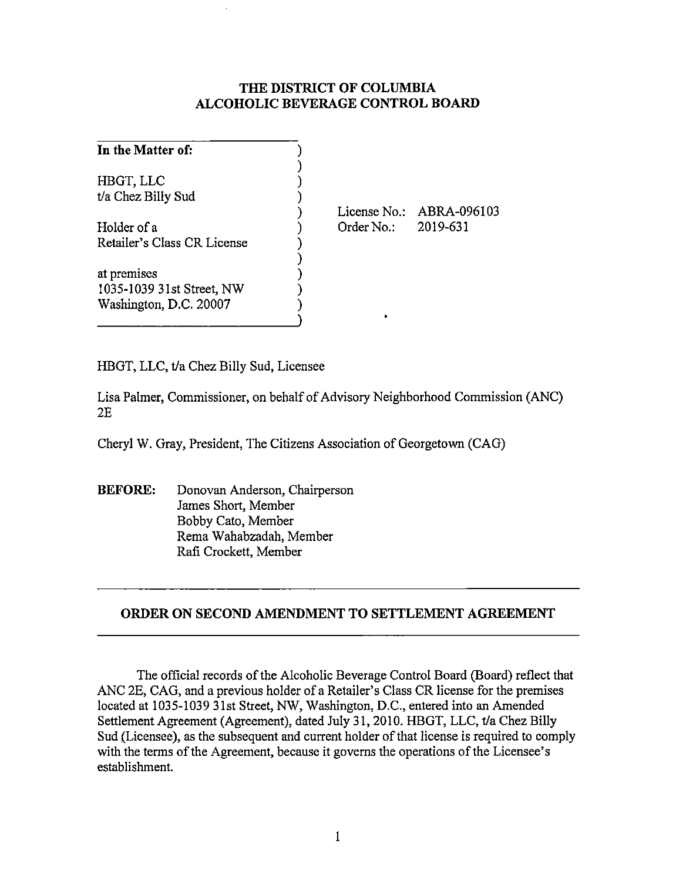# THE DISTRICT OF COLUMBIA
# ALCOHOLIC BEVERAGE CONTROL BOARD

**In the Matter of:**

HBGT, LLC
t/a Chez Billy Sud

Holder of a
Retailer's Class CR License

at premises
1035-1039 31st Street, NW
Washington, D.C. 20007

License No.: ABRA-096103
Order No.: 2019-631

HBGT, LLC, t/a Chez Billy Sud, Licensee

Lisa Palmer, Commissioner, on behalf of Advisory Neighborhood Commission (ANC) 2E

Cheryl W. Gray, President, The Citizens Association of Georgetown (CAG)

**BEFORE:** Donovan Anderson, Chairperson
James Short, Member
Bobby Cato, Member
Rema Wahabzadah, Member
Rafi Crockett, Member

## ORDER ON SECOND AMENDMENT TO SETTLEMENT AGREEMENT

The official records of the Alcoholic Beverage Control Board (Board) reflect that ANC 2E, CAG, and a previous holder of a Retailer's Class CR license for the premises located at 1035-1039 31st Street, NW, Washington, D.C., entered into an Amended Settlement Agreement (Agreement), dated July 31, 2010. HBGT, LLC, t/a Chez Billy Sud (Licensee), as the subsequent and current holder of that license is required to comply with the terms of the Agreement, because it governs the operations of the Licensee's establishment.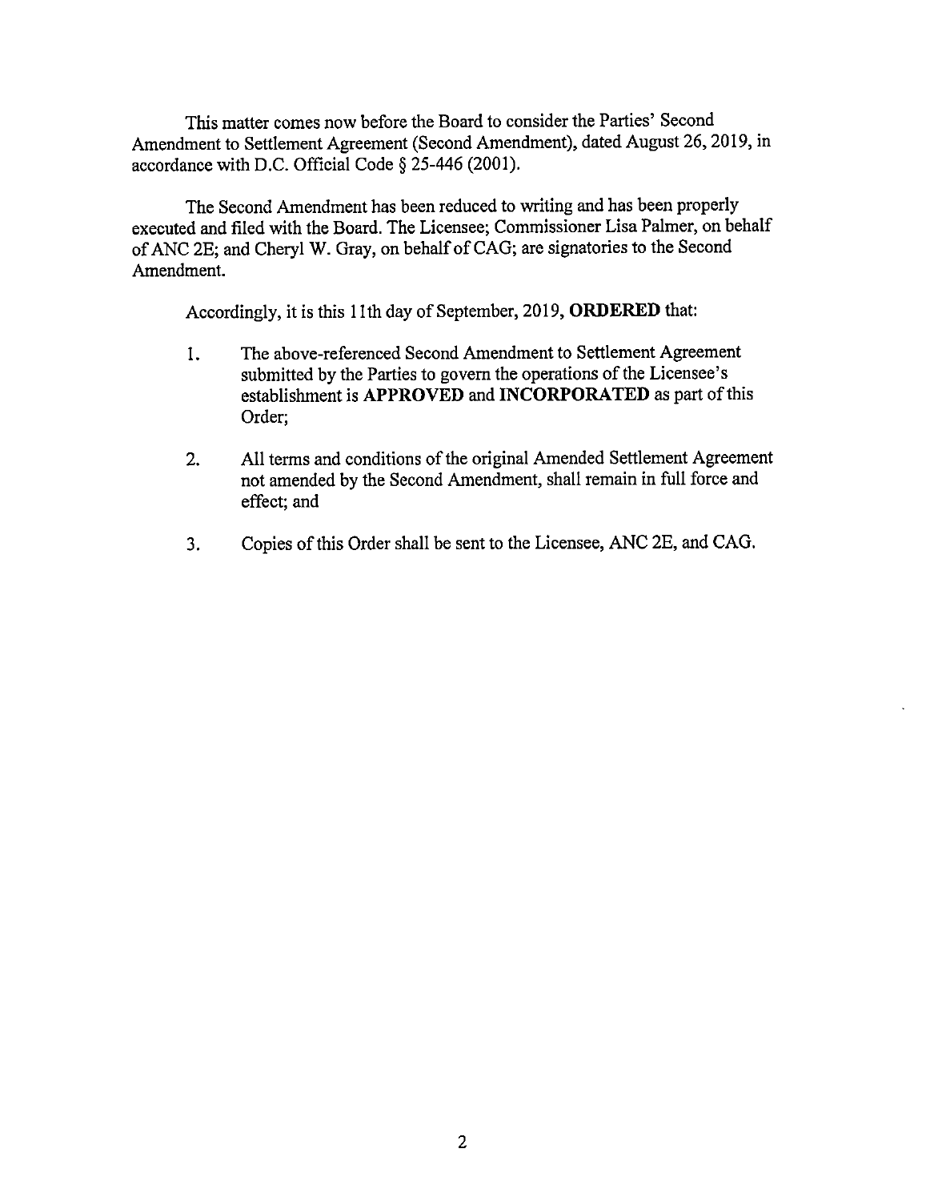This matter comes now before the Board to consider the Parties' Second Amendment to Settlement Agreement (Second Amendment), dated August 26, 2019, in accordance with D.C. Official Code § 25-446 (2001).

The Second Amendment has been reduced to writing and has been properly executed and filed with the Board. The Licensee; Commissioner Lisa Palmer, on behalf of ANC 2E; and Cheryl W. Gray, on behalf of CAG; are signatories to the Second Amendment.

Accordingly, it is this 11th day of September, 2019, **ORDERED** that:

1. The above-referenced Second Amendment to Settlement Agreement submitted by the Parties to govern the operations of the Licensee's establishment is **APPROVED** and **INCORPORATED** as part of this Order;

2. All terms and conditions of the original Amended Settlement Agreement not amended by the Second Amendment, shall remain in full force and effect; and

3. Copies of this Order shall be sent to the Licensee, ANC 2E, and CAG.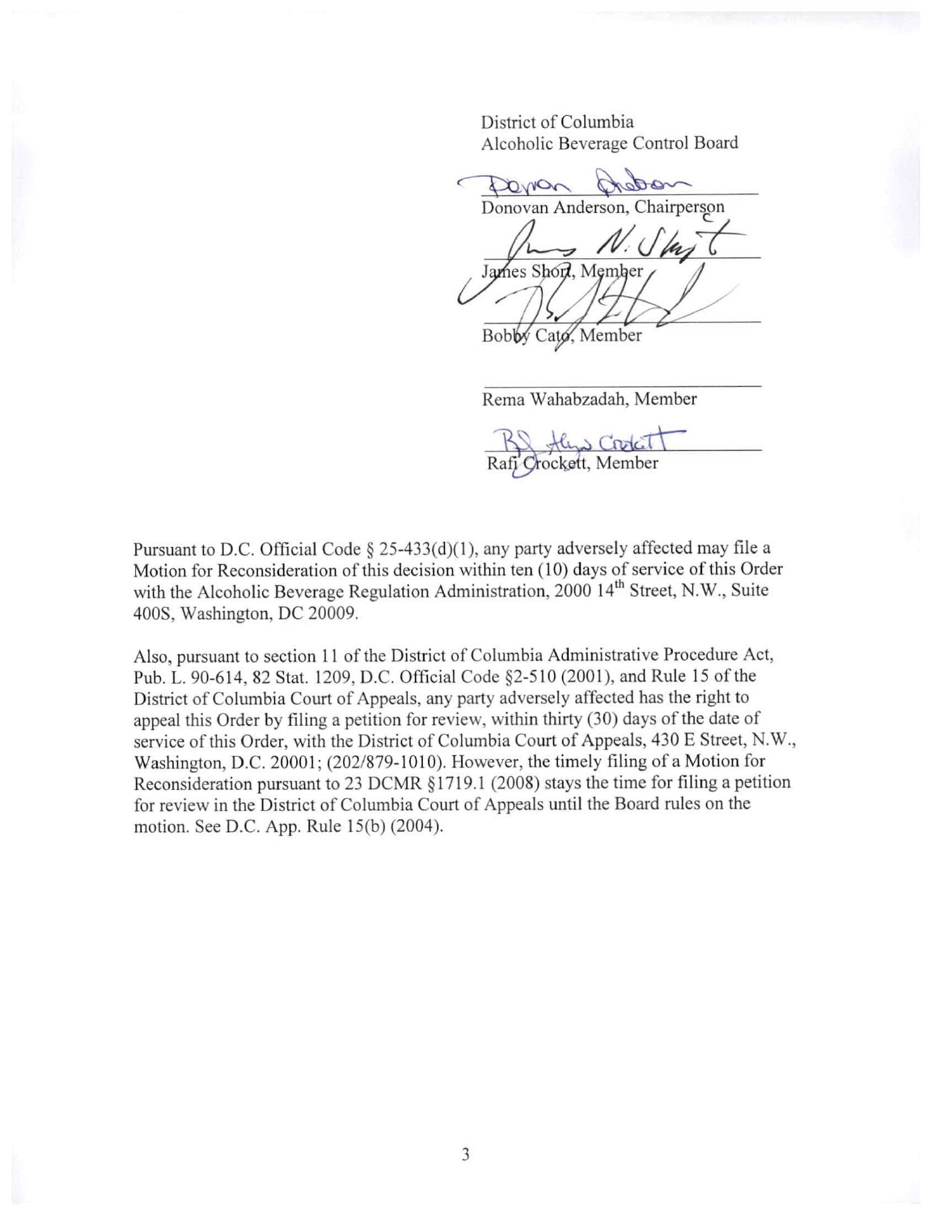District of Columbia
Alcoholic Beverage Control Board

Donovan Anderson, Chairperson

James Short, Member

Bobby Cato, Member

Rema Wahabzadah, Member

Rafi Crockett, Member

Pursuant to D.C. Official Code § 25-433(d)(1), any party adversely affected may file a Motion for Reconsideration of this decision within ten (10) days of service of this Order with the Alcoholic Beverage Regulation Administration, 2000 14th Street, N.W., Suite 400S, Washington, DC 20009.

Also, pursuant to section 11 of the District of Columbia Administrative Procedure Act, Pub. L. 90-614, 82 Stat. 1209, D.C. Official Code §2-510 (2001), and Rule 15 of the District of Columbia Court of Appeals, any party adversely affected has the right to appeal this Order by filing a petition for review, within thirty (30) days of the date of service of this Order, with the District of Columbia Court of Appeals, 430 E Street, N.W., Washington, D.C. 20001; (202/879-1010). However, the timely filing of a Motion for Reconsideration pursuant to 23 DCMR §1719.1 (2008) stays the time for filing a petition for review in the District of Columbia Court of Appeals until the Board rules on the motion. See D.C. App. Rule 15(b) (2004).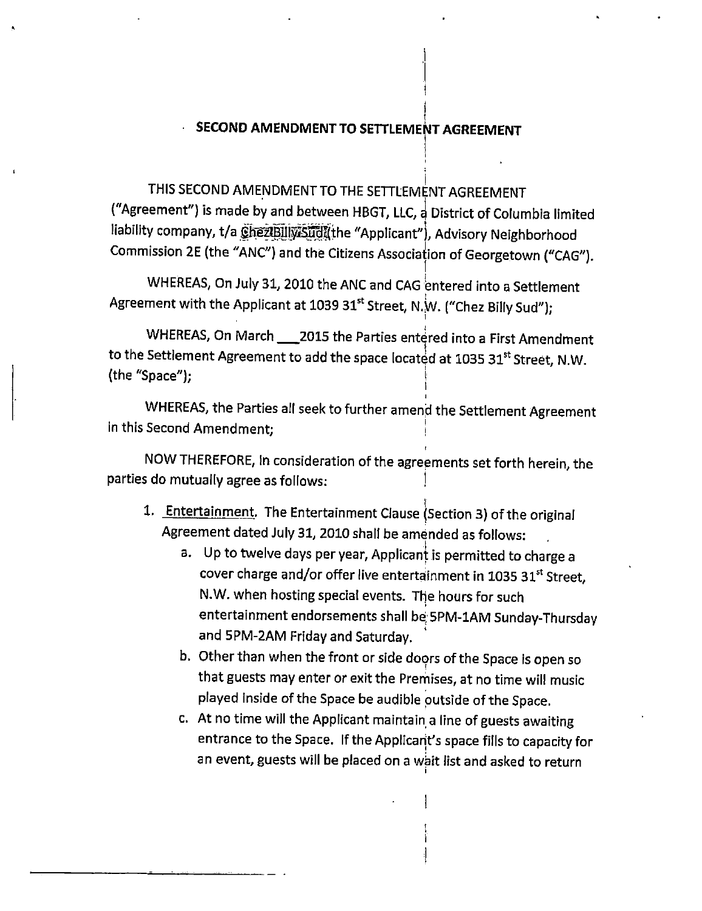## SECOND AMENDMENT TO SETTLEMENT AGREEMENT

THIS SECOND AMENDMENT TO THE SETTLEMENT AGREEMENT ("Agreement") is made by and between HBGT, LLC, a District of Columbia limited liability company, t/a Chez Billy Sud (the "Applicant"), Advisory Neighborhood Commission 2E (the "ANC") and the Citizens Association of Georgetown ("CAG").

WHEREAS, On July 31, 2010 the ANC and CAG entered into a Settlement Agreement with the Applicant at 1039 31st Street, N.W. ("Chez Billy Sud");

WHEREAS, On March ___2015 the Parties entered into a First Amendment to the Settlement Agreement to add the space located at 1035 31st Street, N.W. (the "Space");

WHEREAS, the Parties all seek to further amend the Settlement Agreement in this Second Amendment;

NOW THEREFORE, in consideration of the agreements set forth herein, the parties do mutually agree as follows:

1. Entertainment. The Entertainment Clause (Section 3) of the original Agreement dated July 31, 2010 shall be amended as follows:
   a. Up to twelve days per year, Applicant is permitted to charge a cover charge and/or offer live entertainment in 1035 31st Street, N.W. when hosting special events. The hours for such entertainment endorsements shall be 5PM-1AM Sunday-Thursday and 5PM-2AM Friday and Saturday.
   b. Other than when the front or side doors of the Space is open so that guests may enter or exit the Premises, at no time will music played inside of the Space be audible outside of the Space.
   c. At no time will the Applicant maintain a line of guests awaiting entrance to the Space. If the Applicant's space fills to capacity for an event, guests will be placed on a wait list and asked to return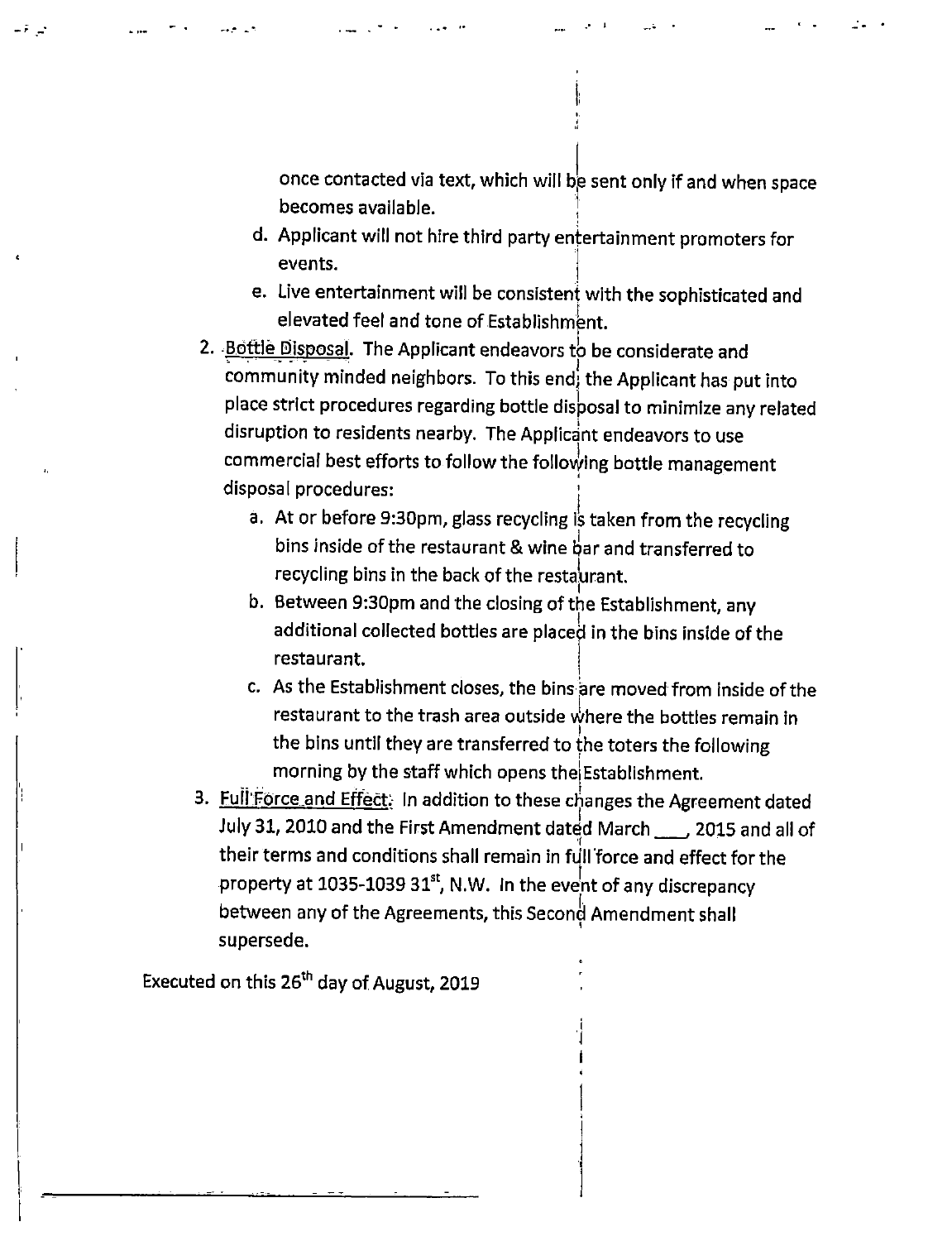once contacted via text, which will be sent only if and when space becomes available.

   d. Applicant will not hire third party entertainment promoters for events.
   e. Live entertainment will be consistent with the sophisticated and elevated feel and tone of Establishment.

2. <u>Bottle Disposal</u>. The Applicant endeavors to be considerate and community minded neighbors. To this end, the Applicant has put into place strict procedures regarding bottle disposal to minimize any related disruption to residents nearby. The Applicant endeavors to use commercial best efforts to follow the following bottle management disposal procedures:
   a. At or before 9:30pm, glass recycling is taken from the recycling bins inside of the restaurant & wine bar and transferred to recycling bins in the back of the restaurant.
   b. Between 9:30pm and the closing of the Establishment, any additional collected bottles are placed in the bins inside of the restaurant.
   c. As the Establishment closes, the bins are moved from inside of the restaurant to the trash area outside where the bottles remain in the bins until they are transferred to the toters the following morning by the staff which opens the Establishment.

3. <u>Full Force and Effect</u>. In addition to these changes the Agreement dated July 31, 2010 and the First Amendment dated March ___, 2015 and all of their terms and conditions shall remain in full force and effect for the property at 1035-1039 31st, N.W. In the event of any discrepancy between any of the Agreements, this Second Amendment shall supersede.

Executed on this 26th day of August, 2019

______________________________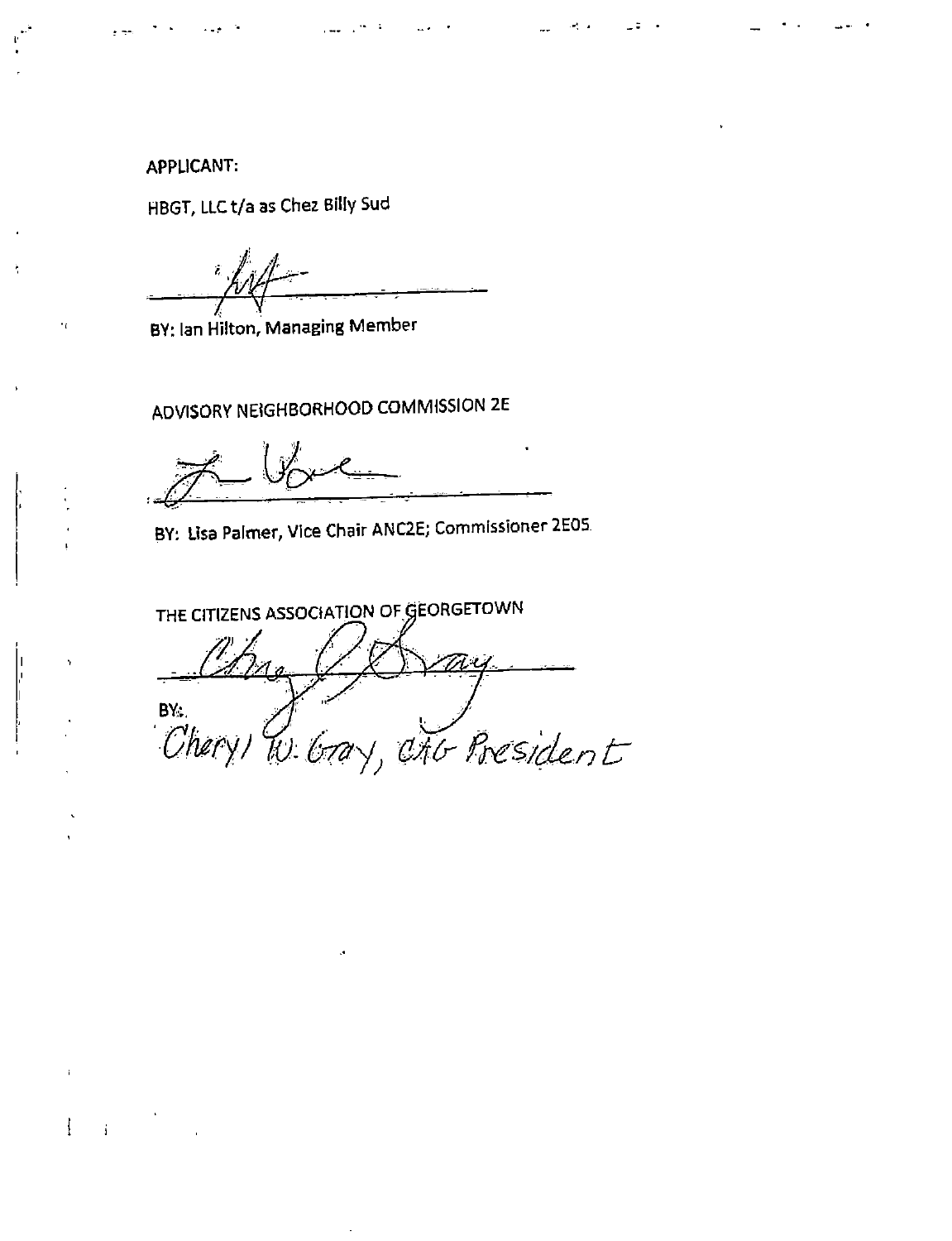APPLICANT:

HBGT, LLC t/a as Chez Billy Sud

BY: Ian Hilton, Managing Member

ADVISORY NEIGHBORHOOD COMMISSION 2E

BY: Lisa Palmer, Vice Chair ANC2E; Commissioner 2E05

THE CITIZENS ASSOCIATION OF GEORGETOWN

BY: Cheryl W. Gray, CAG President